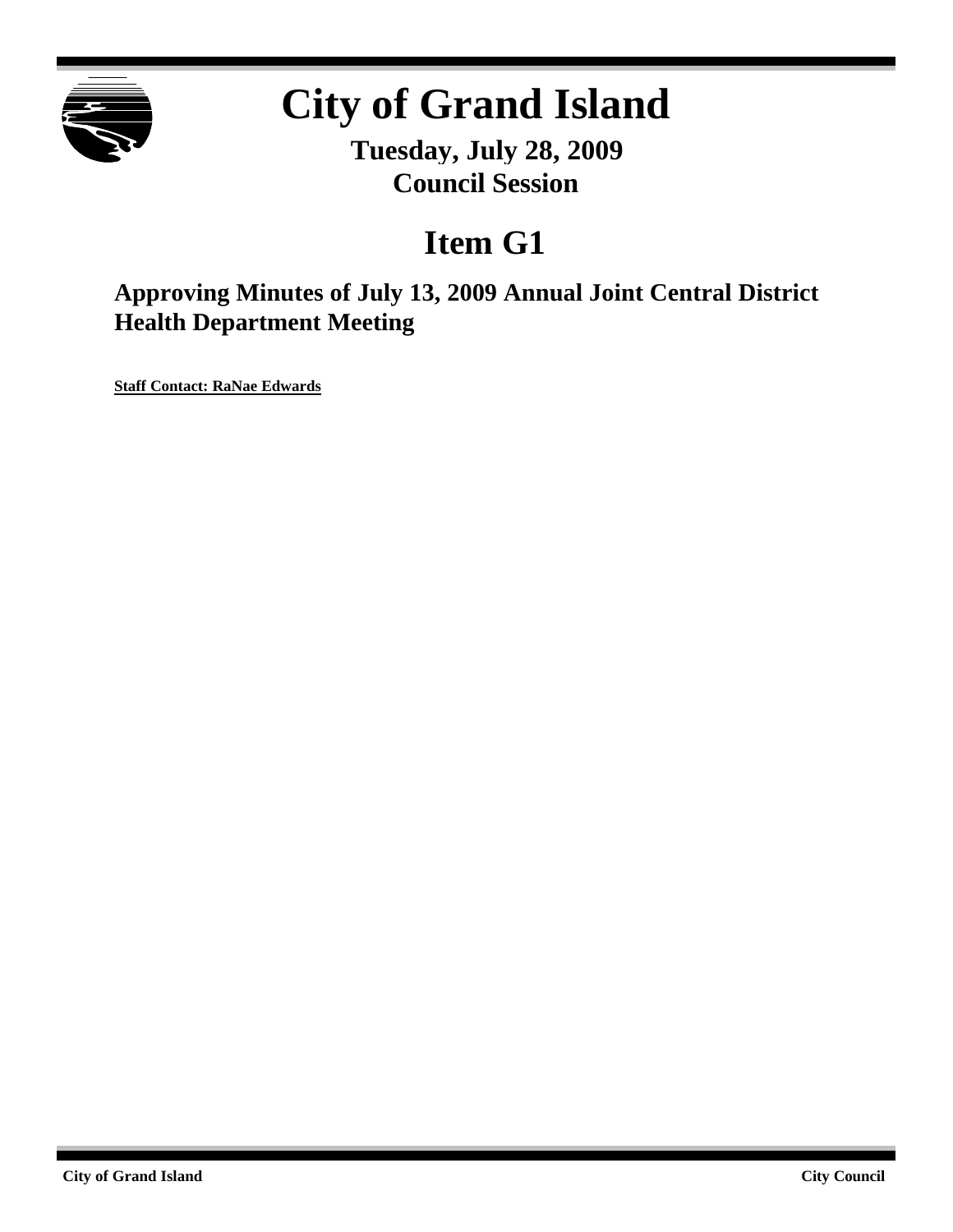# City of Grand Island

**Tuesday, July 28, 2009**
**Council Session**

## Item G1

### Approving Minutes of July 13, 2009 Annual Joint Central District Health Department Meeting

**Staff Contact: RaNae Edwards**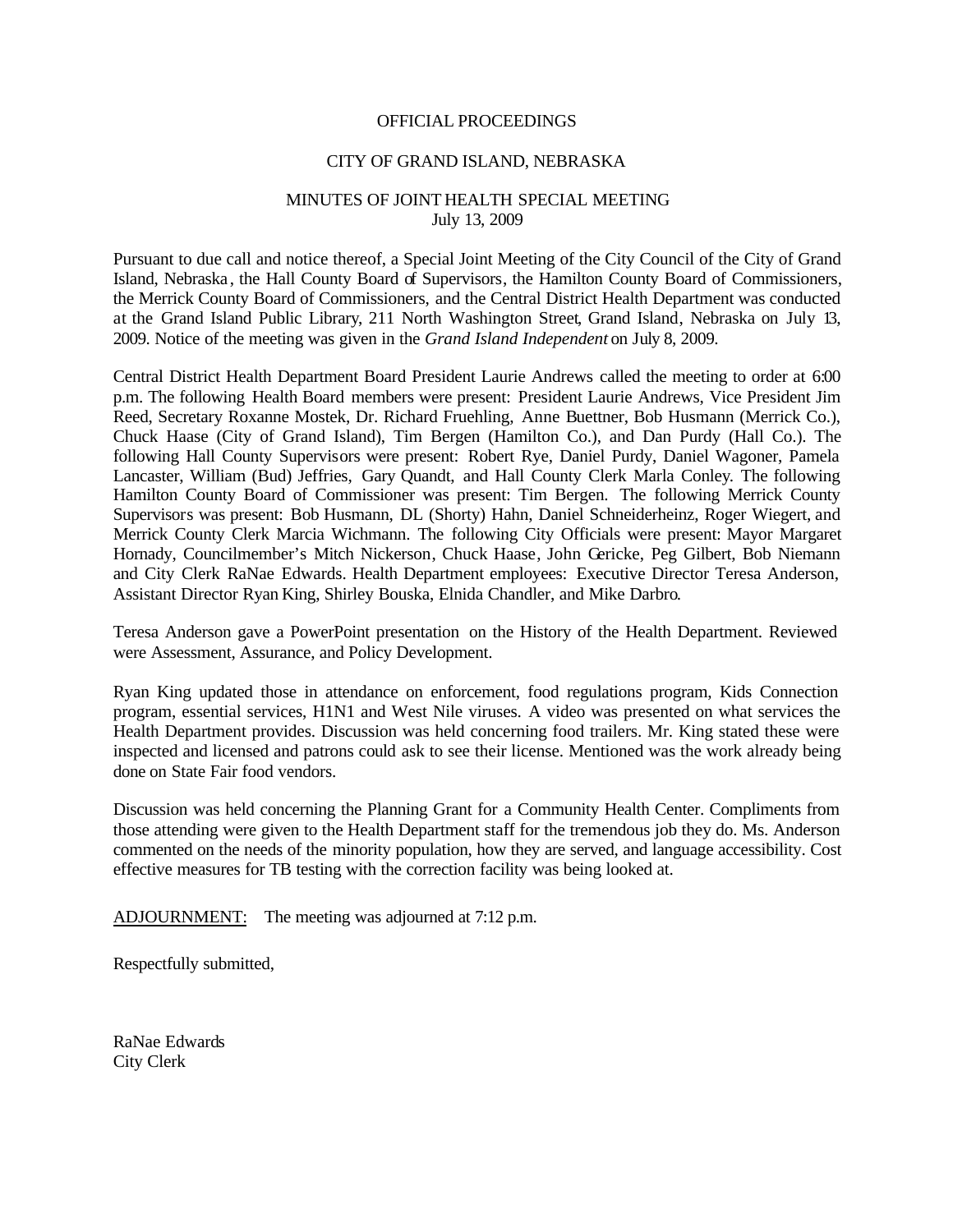OFFICIAL PROCEEDINGS

CITY OF GRAND ISLAND, NEBRASKA

MINUTES OF JOINT HEALTH SPECIAL MEETING
July 13, 2009

Pursuant to due call and notice thereof, a Special Joint Meeting of the City Council of the City of Grand Island, Nebraska, the Hall County Board of Supervisors, the Hamilton County Board of Commissioners, the Merrick County Board of Commissioners, and the Central District Health Department was conducted at the Grand Island Public Library, 211 North Washington Street, Grand Island, Nebraska on July 13, 2009. Notice of the meeting was given in the *Grand Island Independent* on July 8, 2009.

Central District Health Department Board President Laurie Andrews called the meeting to order at 6:00 p.m. The following Health Board members were present: President Laurie Andrews, Vice President Jim Reed, Secretary Roxanne Mostek, Dr. Richard Fruehling, Anne Buettner, Bob Husmann (Merrick Co.), Chuck Haase (City of Grand Island), Tim Bergen (Hamilton Co.), and Dan Purdy (Hall Co.). The following Hall County Supervisors were present: Robert Rye, Daniel Purdy, Daniel Wagoner, Pamela Lancaster, William (Bud) Jeffries, Gary Quandt, and Hall County Clerk Marla Conley. The following Hamilton County Board of Commissioner was present: Tim Bergen. The following Merrick County Supervisors was present: Bob Husmann, DL (Shorty) Hahn, Daniel Schneiderheinz, Roger Wiegert, and Merrick County Clerk Marcia Wichmann. The following City Officials were present: Mayor Margaret Hornady, Councilmember's Mitch Nickerson, Chuck Haase, John Gericke, Peg Gilbert, Bob Niemann and City Clerk RaNae Edwards. Health Department employees: Executive Director Teresa Anderson, Assistant Director Ryan King, Shirley Bouska, Elnida Chandler, and Mike Darbro.

Teresa Anderson gave a PowerPoint presentation on the History of the Health Department. Reviewed were Assessment, Assurance, and Policy Development.

Ryan King updated those in attendance on enforcement, food regulations program, Kids Connection program, essential services, H1N1 and West Nile viruses. A video was presented on what services the Health Department provides. Discussion was held concerning food trailers. Mr. King stated these were inspected and licensed and patrons could ask to see their license. Mentioned was the work already being done on State Fair food vendors.

Discussion was held concerning the Planning Grant for a Community Health Center. Compliments from those attending were given to the Health Department staff for the tremendous job they do. Ms. Anderson commented on the needs of the minority population, how they are served, and language accessibility. Cost effective measures for TB testing with the correction facility was being looked at.

ADJOURNMENT: The meeting was adjourned at 7:12 p.m.

Respectfully submitted,

RaNae Edwards
City Clerk